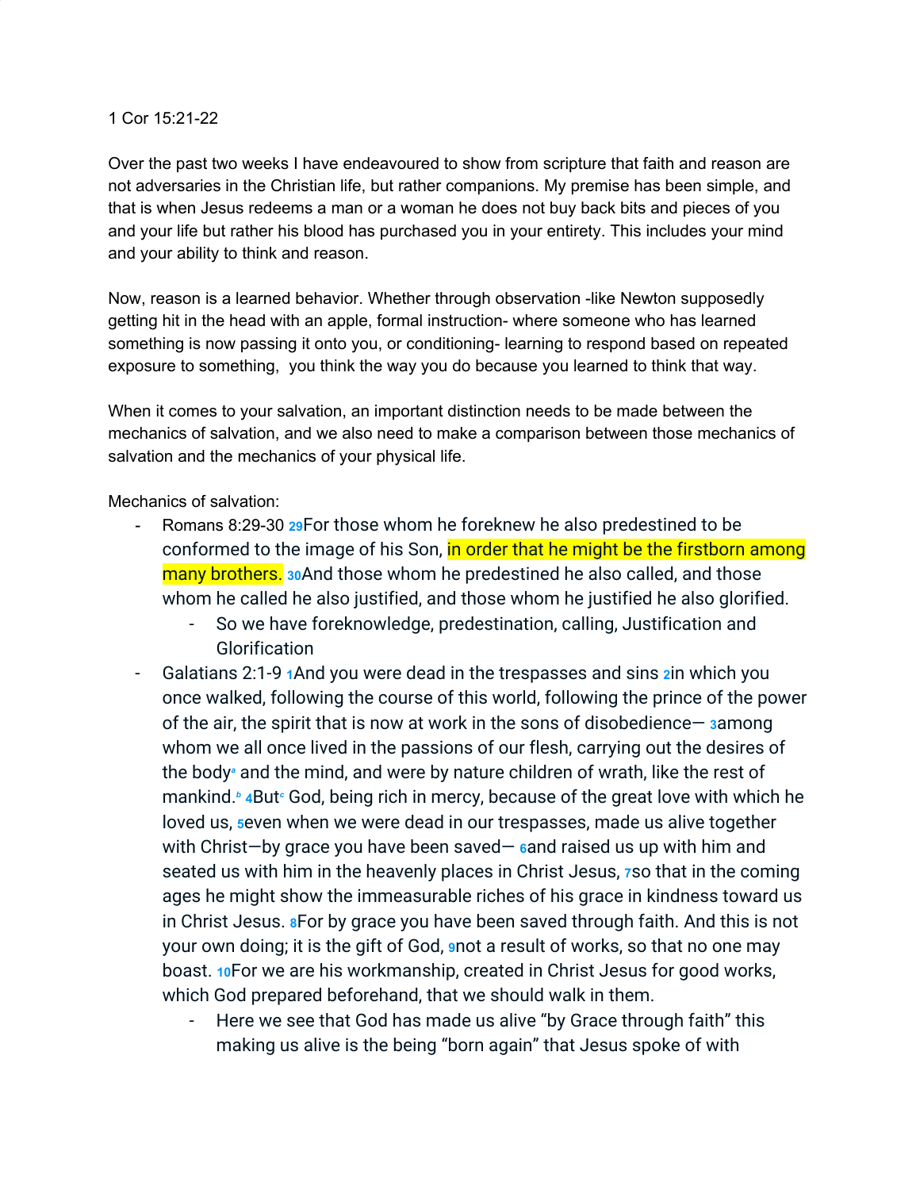1 Cor 15:21-22

Over the past two weeks I have endeavoured to show from scripture that faith and reason are not adversaries in the Christian life, but rather companions. My premise has been simple, and that is when Jesus redeems a man or a woman he does not buy back bits and pieces of you and your life but rather his blood has purchased you in your entirety. This includes your mind and your ability to think and reason.

Now, reason is a learned behavior. Whether through observation -like Newton supposedly getting hit in the head with an apple, formal instruction- where someone who has learned something is now passing it onto you, or conditioning- learning to respond based on repeated exposure to something,  you think the way you do because you learned to think that way.

When it comes to your salvation, an important distinction needs to be made between the mechanics of salvation, and we also need to make a comparison between those mechanics of salvation and the mechanics of your physical life.

Mechanics of salvation:

- Romans 8:29-30 29For those whom he foreknew he also predestined to be conformed to the image of his Son, in order that he might be the firstborn among many brothers. 30And those whom he predestined he also called, and those whom he called he also justified, and those whom he justified he also glorified.
  - So we have foreknowledge, predestination, calling, Justification and Glorification
- Galatians 2:1-9 1And you were dead in the trespasses and sins 2in which you once walked, following the course of this world, following the prince of the power of the air, the spirit that is now at work in the sons of disobedience— 3among whom we all once lived in the passions of our flesh, carrying out the desires of the body[a] and the mind, and were by nature children of wrath, like the rest of mankind.[b] 4But[c] God, being rich in mercy, because of the great love with which he loved us, 5even when we were dead in our trespasses, made us alive together with Christ—by grace you have been saved— 6and raised us up with him and seated us with him in the heavenly places in Christ Jesus, 7so that in the coming ages he might show the immeasurable riches of his grace in kindness toward us in Christ Jesus. 8For by grace you have been saved through faith. And this is not your own doing; it is the gift of God, 9not a result of works, so that no one may boast. 10For we are his workmanship, created in Christ Jesus for good works, which God prepared beforehand, that we should walk in them.
  - Here we see that God has made us alive "by Grace through faith" this making us alive is the being "born again" that Jesus spoke of with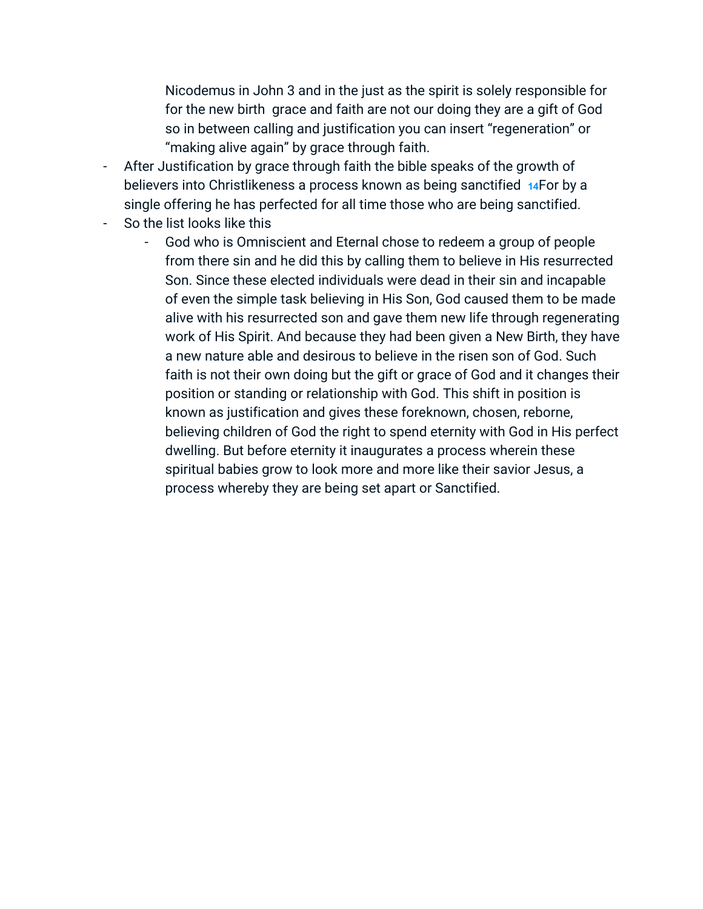Nicodemus in John 3 and in the just as the spirit is solely responsible for for the new birth  grace and faith are not our doing they are a gift of God so in between calling and justification you can insert "regeneration" or "making alive again" by grace through faith.

- After Justification by grace through faith the bible speaks of the growth of believers into Christlikeness a process known as being sanctified [14]For by a single offering he has perfected for all time those who are being sanctified.
- So the list looks like this
  - God who is Omniscient and Eternal chose to redeem a group of people from there sin and he did this by calling them to believe in His resurrected Son. Since these elected individuals were dead in their sin and incapable of even the simple task believing in His Son, God caused them to be made alive with his resurrected son and gave them new life through regenerating work of His Spirit. And because they had been given a New Birth, they have a new nature able and desirous to believe in the risen son of God. Such faith is not their own doing but the gift or grace of God and it changes their position or standing or relationship with God. This shift in position is known as justification and gives these foreknown, chosen, reborne, believing children of God the right to spend eternity with God in His perfect dwelling. But before eternity it inaugurates a process wherein these spiritual babies grow to look more and more like their savior Jesus, a process whereby they are being set apart or Sanctified.